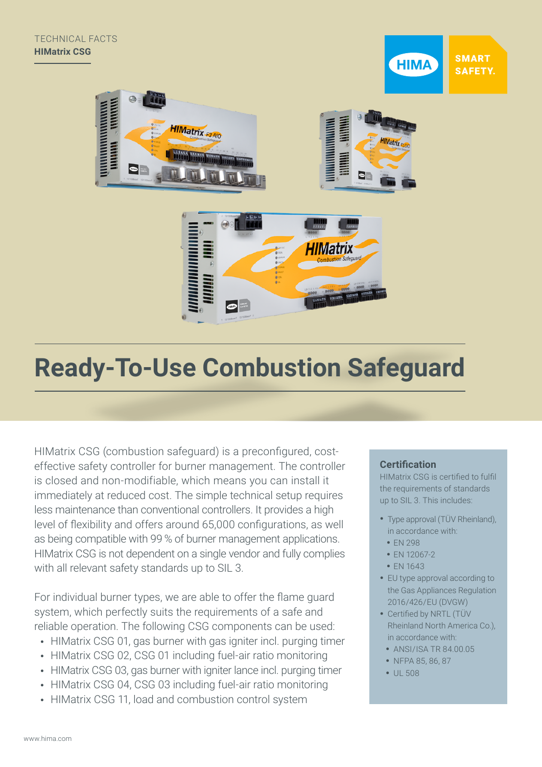TECHNICAL FACTS
**HIMatrix CSG**

# Ready-To-Use Combustion Safeguard

HIMatrix CSG (combustion safeguard) is a preconfigured, cost-effective safety controller for burner management. The controller is closed and non-modifiable, which means you can install it immediately at reduced cost. The simple technical setup requires less maintenance than conventional controllers. It provides a high level of flexibility and offers around 65,000 configurations, as well as being compatible with 99 % of burner management applications. HIMatrix CSG is not dependent on a single vendor and fully complies with all relevant safety standards up to SIL 3.

For individual burner types, we are able to offer the flame guard system, which perfectly suits the requirements of a safe and reliable operation. The following CSG components can be used:

- HIMatrix CSG 01, gas burner with gas igniter incl. purging timer
- HIMatrix CSG 02, CSG 01 including fuel-air ratio monitoring
- HIMatrix CSG 03, gas burner with igniter lance incl. purging timer
- HIMatrix CSG 04, CSG 03 including fuel-air ratio monitoring
- HIMatrix CSG 11, load and combustion control system

## Certification

HIMatrix CSG is certified to fulfil the requirements of standards up to SIL 3. This includes:

- Type approval (TÜV Rheinland), in accordance with:
  - EN 298
  - EN 12067-2
  - EN 1643
- EU type approval according to the Gas Appliances Regulation 2016/426/EU (DVGW)
- Certified by NRTL (TÜV Rheinland North America Co.), in accordance with:
  - ANSI/ISA TR 84.00.05
  - NFPA 85, 86, 87
  - UL 508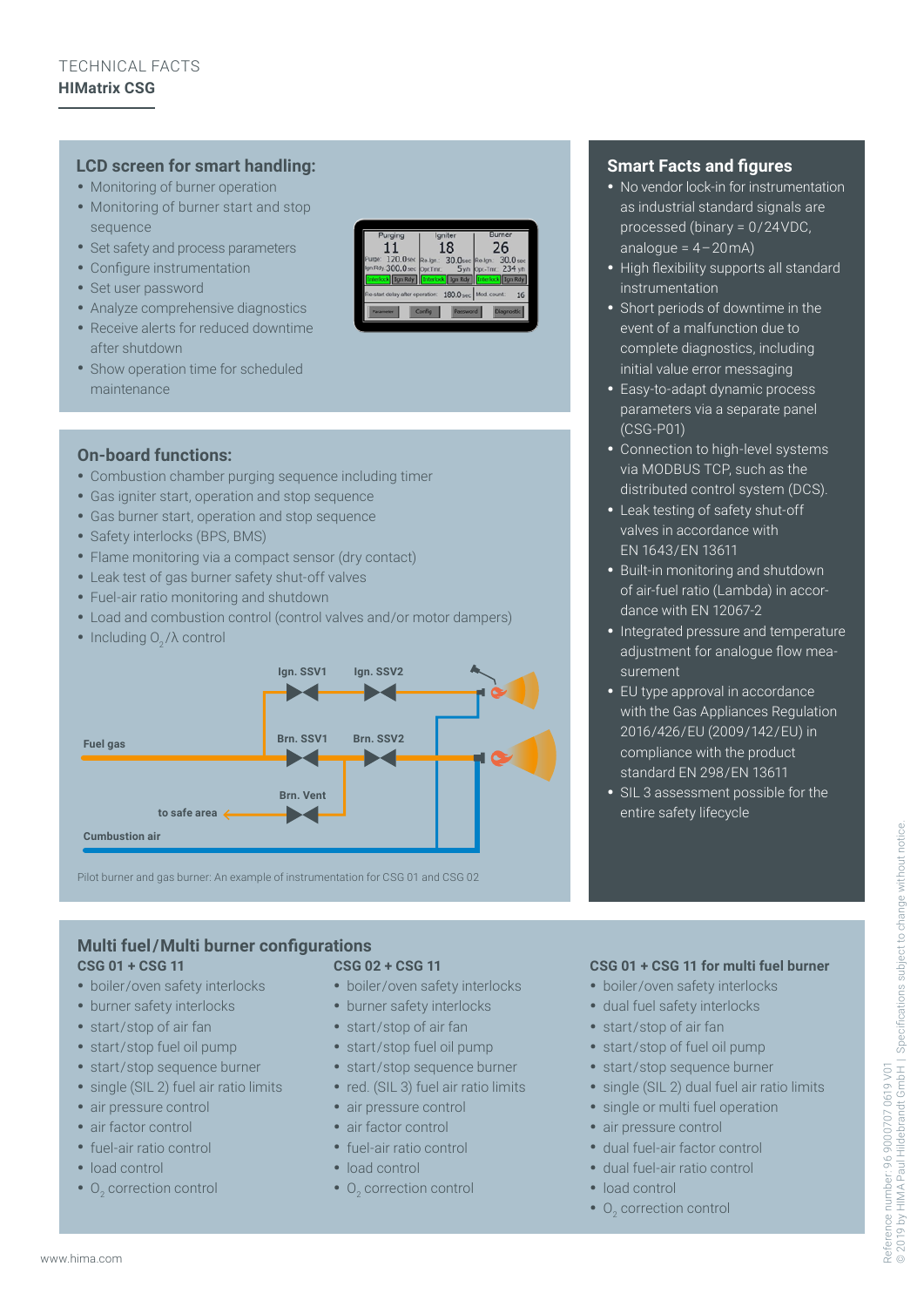TECHNICAL FACTS

**HIMatrix CSG**

## LCD screen for smart handling:

- Monitoring of burner operation
- Monitoring of burner start and stop sequence
- Set safety and process parameters
- Configure instrumentation
- Set user password
- Analyze comprehensive diagnostics
- Receive alerts for reduced downtime after shutdown
- Show operation time for scheduled maintenance

Purging 11 | Igniter 18 | Burner 26
Purge: 120.0 sec | Re.Ign.: 30.0 sec | Re.Ign.: 30.0 sec
Ign.Rdy: 300.0 sec | Opr.Time: 5 yh | Opr.-Time: 234 yh
Interlock | Ign Rdy | Interlock | Ign Rdy | Interlock | Ign Rdy
Re-start delay after operation: 180.0 sec | Mod. count: 16
Parameter | Config | Password | Diagnostic

## On-board functions:

- Combustion chamber purging sequence including timer
- Gas igniter start, operation and stop sequence
- Gas burner start, operation and stop sequence
- Safety interlocks (BPS, BMS)
- Flame monitoring via a compact sensor (dry contact)
- Leak test of gas burner safety shut-off valves
- Fuel-air ratio monitoring and shutdown
- Load and combustion control (control valves and/or motor dampers)
- Including $O_2$/λ control

Ign. SSV1
Ign. SSV2
Fuel gas
Brn. SSV1
Brn. SSV2
Brn. Vent
to safe area
Cumbustion air

Pilot burner and gas burner: An example of instrumentation for CSG 01 and CSG 02

## Smart Facts and figures

- No vendor lock-in for instrumentation as industrial standard signals are processed (binary = 0/24VDC, analogue = 4 – 20mA)
- High flexibility supports all standard instrumentation
- Short periods of downtime in the event of a malfunction due to complete diagnostics, including initial value error messaging
- Easy-to-adapt dynamic process parameters via a separate panel (CSG-P01)
- Connection to high-level systems via MODBUS TCP, such as the distributed control system (DCS).
- Leak testing of safety shut-off valves in accordance with EN 1643/EN 13611
- Built-in monitoring and shutdown of air-fuel ratio (Lambda) in accordance with EN 12067-2
- Integrated pressure and temperature adjustment for analogue flow measurement
- EU type approval in accordance with the Gas Appliances Regulation 2016/426/EU (2009/142/EU) in compliance with the product standard EN 298/EN 13611
- SIL 3 assessment possible for the entire safety lifecycle

## Multi fuel/Multi burner configurations

### CSG 01 + CSG 11

- boiler/oven safety interlocks
- burner safety interlocks
- start/stop of air fan
- start/stop fuel oil pump
- start/stop sequence burner
- single (SIL 2) fuel air ratio limits
- air pressure control
- air factor control
- fuel-air ratio control
- load control
- $O_2$ correction control

### CSG 02 + CSG 11

- boiler/oven safety interlocks
- burner safety interlocks
- start/stop of air fan
- start/stop fuel oil pump
- start/stop sequence burner
- red. (SIL 3) fuel air ratio limits
- air pressure control
- air factor control
- fuel-air ratio control
- load control
- $O_2$ correction control

### CSG 01 + CSG 11 for multi fuel burner

- boiler/oven safety interlocks
- dual fuel safety interlocks
- start/stop of air fan
- start/stop of fuel oil pump
- start/stop sequence burner
- single (SIL 2) dual fuel air ratio limits
- single or multi fuel operation
- air pressure control
- dual fuel-air factor control
- dual fuel-air ratio control
- load control
- $O_2$ correction control

www.hima.com

Reference number: 96 9000707 0619 V01 | Specifications subject to change without notice.
© 2019 by HIMA Paul Hildebrandt GmbH